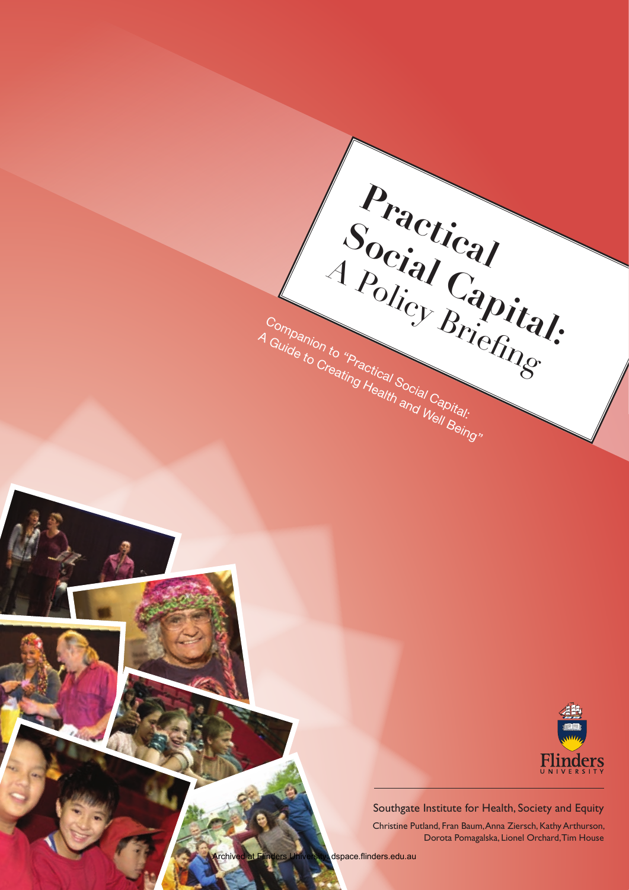# Practical Social Capital: A Policy Briefing

Companion to "Practical Social Capital: A Guide to Creating Health and Well Being"

Flinders UNIVERSITY

Southgate Institute for Health, Society and Equity

Christine Putland, Fran Baum, Anna Ziersch, Kathy Arthurson, Dorota Pomagalska, Lionel Orchard, Tim House

Archived at Flinders University: dspace.flinders.edu.au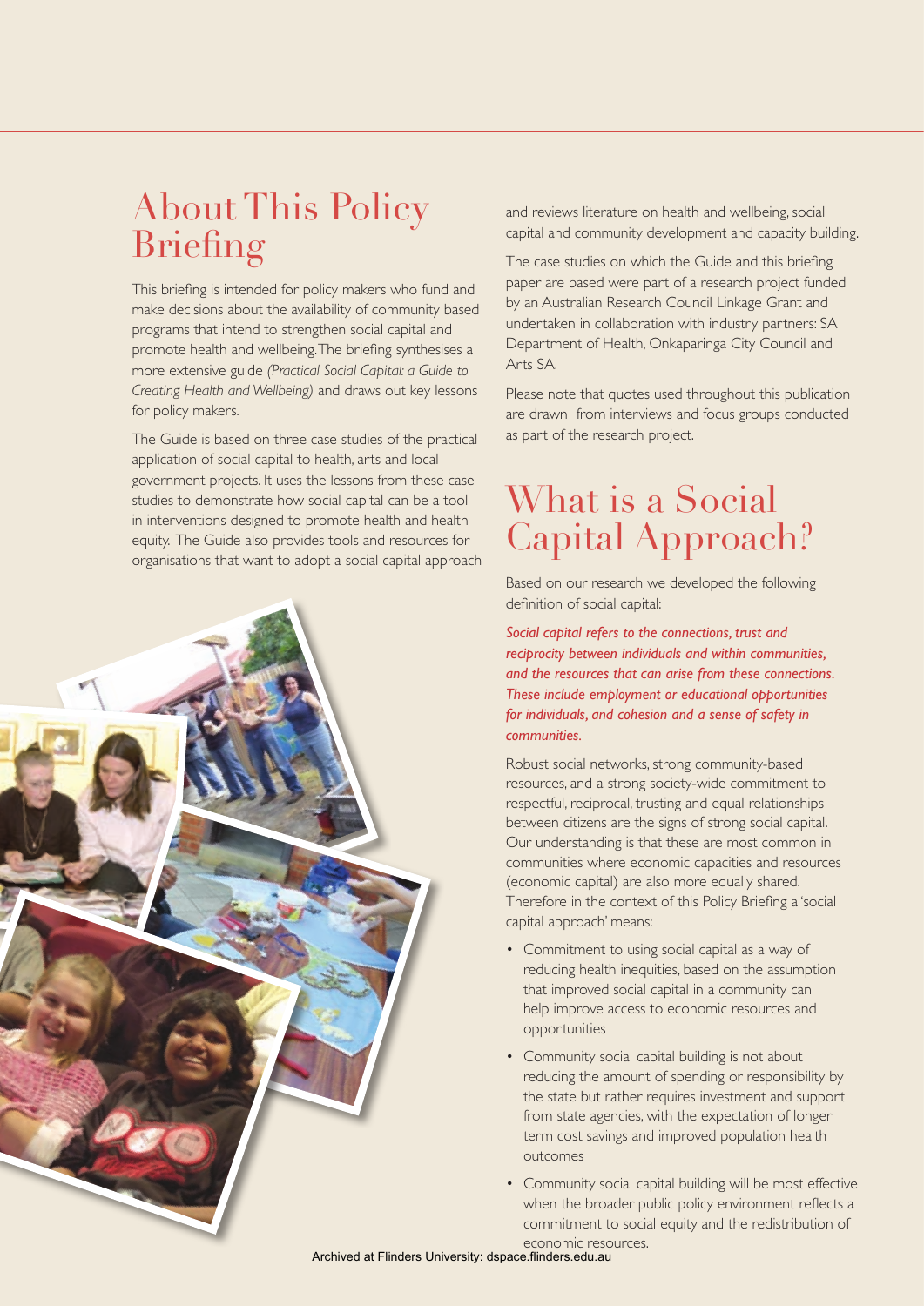## About This Policy Briefing

This briefing is intended for policy makers who fund and make decisions about the availability of community based programs that intend to strengthen social capital and promote health and wellbeing. The briefing synthesises a more extensive guide *(Practical Social Capital: a Guide to Creating Health and Wellbeing)* and draws out key lessons for policy makers.

The Guide is based on three case studies of the practical application of social capital to health, arts and local government projects. It uses the lessons from these case studies to demonstrate how social capital can be a tool in interventions designed to promote health and health equity. The Guide also provides tools and resources for organisations that want to adopt a social capital approach and reviews literature on health and wellbeing, social capital and community development and capacity building.

The case studies on which the Guide and this briefing paper are based were part of a research project funded by an Australian Research Council Linkage Grant and undertaken in collaboration with industry partners: SA Department of Health, Onkaparinga City Council and Arts SA.

Please note that quotes used throughout this publication are drawn from interviews and focus groups conducted as part of the research project.

## What is a Social Capital Approach?

Based on our research we developed the following definition of social capital:

*Social capital refers to the connections, trust and reciprocity between individuals and within communities, and the resources that can arise from these connections. These include employment or educational opportunities for individuals, and cohesion and a sense of safety in communities.*

Robust social networks, strong community-based resources, and a strong society-wide commitment to respectful, reciprocal, trusting and equal relationships between citizens are the signs of strong social capital. Our understanding is that these are most common in communities where economic capacities and resources (economic capital) are also more equally shared. Therefore in the context of this Policy Briefing a 'social capital approach' means:

- Commitment to using social capital as a way of reducing health inequities, based on the assumption that improved social capital in a community can help improve access to economic resources and opportunities
- Community social capital building is not about reducing the amount of spending or responsibility by the state but rather requires investment and support from state agencies, with the expectation of longer term cost savings and improved population health outcomes
- Community social capital building will be most effective when the broader public policy environment reflects a commitment to social equity and the redistribution of economic resources.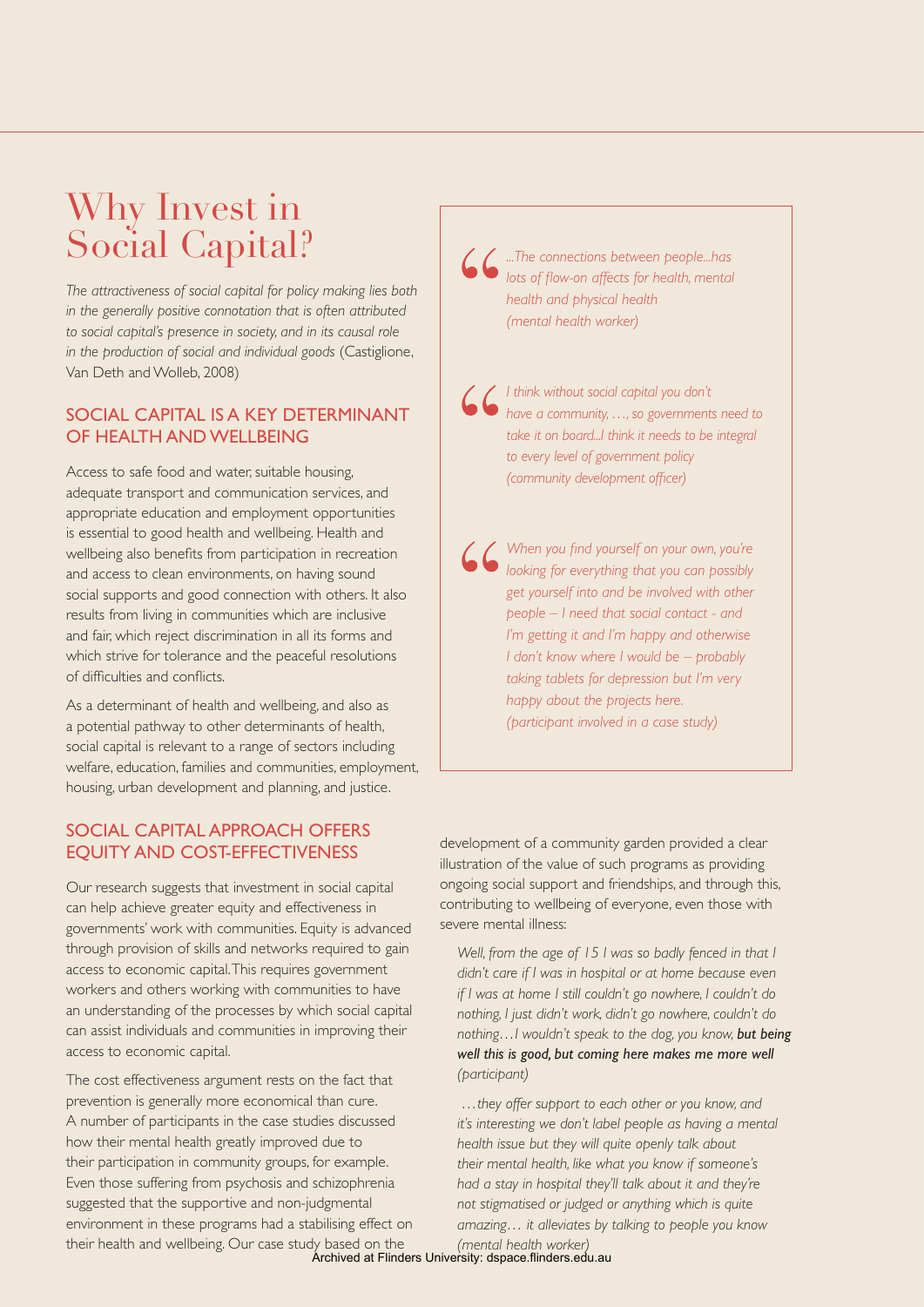# Why Invest in Social Capital?

*The attractiveness of social capital for policy making lies both in the generally positive connotation that is often attributed to social capital's presence in society, and in its causal role in the production of social and individual goods* (Castiglione, Van Deth and Wolleb, 2008)

## SOCIAL CAPITAL IS A KEY DETERMINANT OF HEALTH AND WELLBEING

Access to safe food and water, suitable housing, adequate transport and communication services, and appropriate education and employment opportunities is essential to good health and wellbeing. Health and wellbeing also benefits from participation in recreation and access to clean environments, on having sound social supports and good connection with others. It also results from living in communities which are inclusive and fair, which reject discrimination in all its forms and which strive for tolerance and the peaceful resolutions of difficulties and conflicts.

As a determinant of health and wellbeing, and also as a potential pathway to other determinants of health, social capital is relevant to a range of sectors including welfare, education, families and communities, employment, housing, urban development and planning, and justice.

## SOCIAL CAPITAL APPROACH OFFERS EQUITY AND COST-EFFECTIVENESS

Our research suggests that investment in social capital can help achieve greater equity and effectiveness in governments' work with communities. Equity is advanced through provision of skills and networks required to gain access to economic capital. This requires government workers and others working with communities to have an understanding of the processes by which social capital can assist individuals and communities in improving their access to economic capital.

The cost effectiveness argument rests on the fact that prevention is generally more economical than cure. A number of participants in the case studies discussed how their mental health greatly improved due to their participation in community groups, for example. Even those suffering from psychosis and schizophrenia suggested that the supportive and non-judgmental environment in these programs had a stabilising effect on their health and wellbeing. Our case study based on the development of a community garden provided a clear illustration of the value of such programs as providing ongoing social support and friendships, and through this, contributing to wellbeing of everyone, even those with severe mental illness:

> *Well, from the age of 15 I was so badly fenced in that I didn't care if I was in hospital or at home because even if I was at home I still couldn't go nowhere, I couldn't do nothing, I just didn't work, didn't go nowhere, couldn't do nothing…I wouldn't speak to the dog, you know,* ***but being well this is good, but coming here makes me more well*** *(participant)*

> *…they offer support to each other or you know, and it's interesting we don't label people as having a mental health issue but they will quite openly talk about their mental health, like what you know if someone's had a stay in hospital they'll talk about it and they're not stigmatised or judged or anything which is quite amazing… it alleviates by talking to people you know (mental health worker)*

> *...The connections between people...has lots of flow-on affects for health, mental health and physical health (mental health worker)*

> *I think without social capital you don't have a community, …, so governments need to take it on board...I think it needs to be integral to every level of government policy (community development officer)*

> *When you find yourself on your own, you're looking for everything that you can possibly get yourself into and be involved with other people – I need that social contact - and I'm getting it and I'm happy and otherwise I don't know where I would be – probably taking tablets for depression but I'm very happy about the projects here. (participant involved in a case study)*

Archived at Flinders University: dspace.flinders.edu.au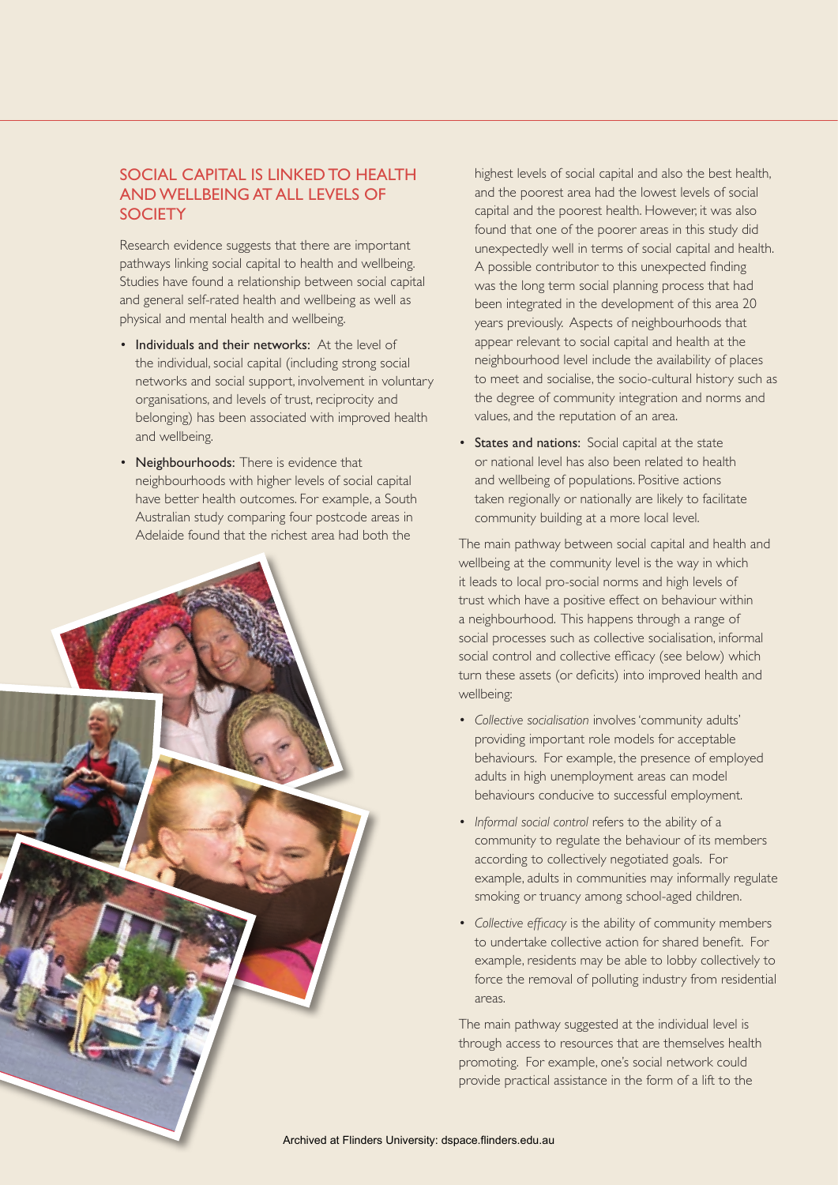## SOCIAL CAPITAL IS LINKED TO HEALTH AND WELLBEING AT ALL LEVELS OF SOCIETY

Research evidence suggests that there are important pathways linking social capital to health and wellbeing. Studies have found a relationship between social capital and general self-rated health and wellbeing as well as physical and mental health and wellbeing.

- **Individuals and their networks:** At the level of the individual, social capital (including strong social networks and social support, involvement in voluntary organisations, and levels of trust, reciprocity and belonging) has been associated with improved health and wellbeing.
- **Neighbourhoods:** There is evidence that neighbourhoods with higher levels of social capital have better health outcomes. For example, a South Australian study comparing four postcode areas in Adelaide found that the richest area had both the highest levels of social capital and also the best health, and the poorest area had the lowest levels of social capital and the poorest health. However, it was also found that one of the poorer areas in this study did unexpectedly well in terms of social capital and health. A possible contributor to this unexpected finding was the long term social planning process that had been integrated in the development of this area 20 years previously. Aspects of neighbourhoods that appear relevant to social capital and health at the neighbourhood level include the availability of places to meet and socialise, the socio-cultural history such as the degree of community integration and norms and values, and the reputation of an area.
- **States and nations:** Social capital at the state or national level has also been related to health and wellbeing of populations. Positive actions taken regionally or nationally are likely to facilitate community building at a more local level.

The main pathway between social capital and health and wellbeing at the community level is the way in which it leads to local pro-social norms and high levels of trust which have a positive effect on behaviour within a neighbourhood. This happens through a range of social processes such as collective socialisation, informal social control and collective efficacy (see below) which turn these assets (or deficits) into improved health and wellbeing:

- *Collective socialisation* involves 'community adults' providing important role models for acceptable behaviours. For example, the presence of employed adults in high unemployment areas can model behaviours conducive to successful employment.
- *Informal social control* refers to the ability of a community to regulate the behaviour of its members according to collectively negotiated goals. For example, adults in communities may informally regulate smoking or truancy among school-aged children.
- *Collective efficacy* is the ability of community members to undertake collective action for shared benefit. For example, residents may be able to lobby collectively to force the removal of polluting industry from residential areas.

The main pathway suggested at the individual level is through access to resources that are themselves health promoting. For example, one's social network could provide practical assistance in the form of a lift to the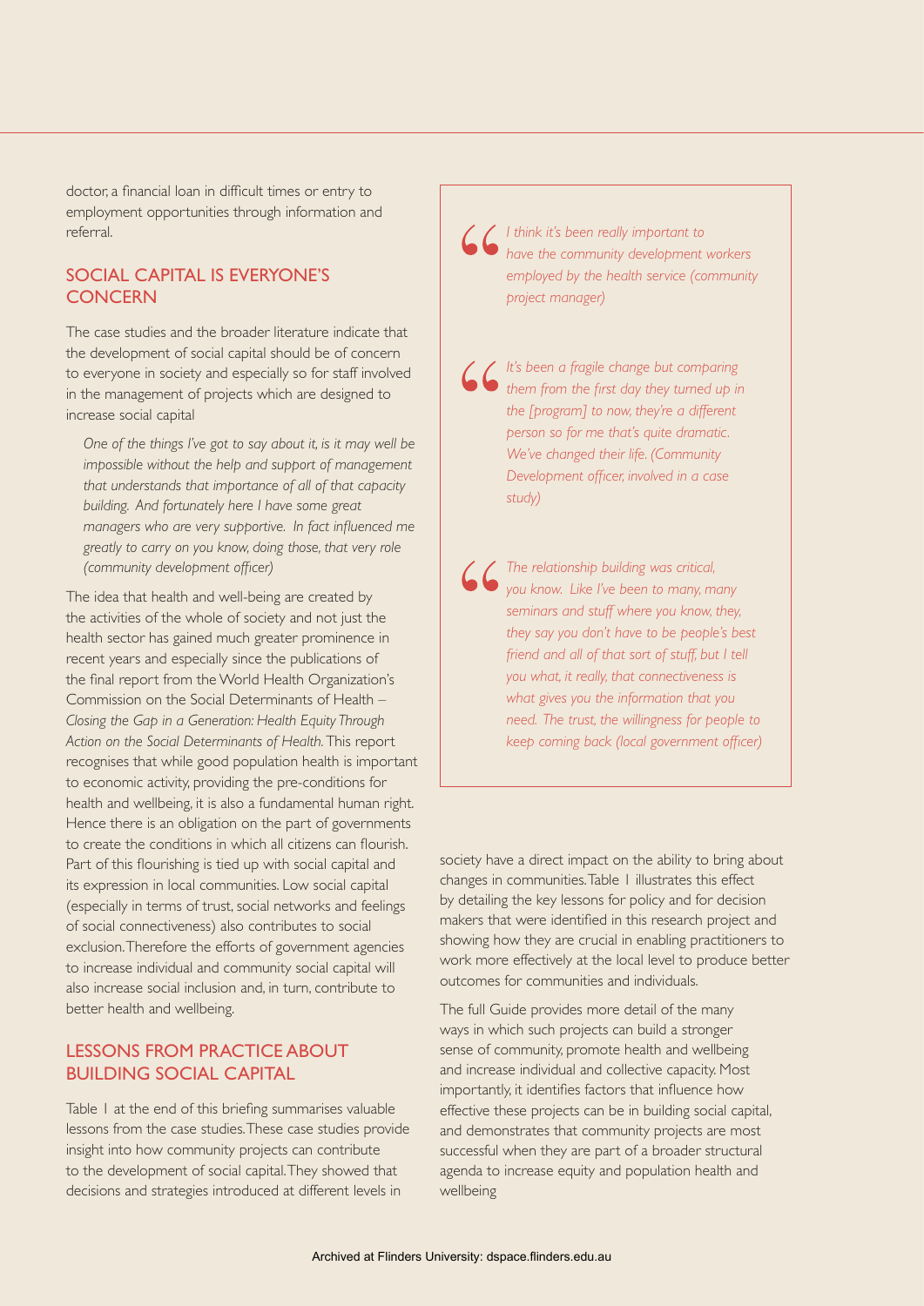doctor, a financial loan in difficult times or entry to employment opportunities through information and referral.

## SOCIAL CAPITAL IS EVERYONE'S CONCERN

The case studies and the broader literature indicate that the development of social capital should be of concern to everyone in society and especially so for staff involved in the management of projects which are designed to increase social capital

> *One of the things I've got to say about it, is it may well be impossible without the help and support of management that understands that importance of all of that capacity building. And fortunately here I have some great managers who are very supportive. In fact influenced me greatly to carry on you know, doing those, that very role (community development officer)*

The idea that health and well-being are created by the activities of the whole of society and not just the health sector has gained much greater prominence in recent years and especially since the publications of the final report from the World Health Organization's Commission on the Social Determinants of Health – *Closing the Gap in a Generation: Health Equity Through Action on the Social Determinants of Health.* This report recognises that while good population health is important to economic activity, providing the pre-conditions for health and wellbeing, it is also a fundamental human right. Hence there is an obligation on the part of governments to create the conditions in which all citizens can flourish. Part of this flourishing is tied up with social capital and its expression in local communities. Low social capital (especially in terms of trust, social networks and feelings of social connectiveness) also contributes to social exclusion. Therefore the efforts of government agencies to increase individual and community social capital will also increase social inclusion and, in turn, contribute to better health and wellbeing.

## LESSONS FROM PRACTICE ABOUT BUILDING SOCIAL CAPITAL

Table 1 at the end of this briefing summarises valuable lessons from the case studies. These case studies provide insight into how community projects can contribute to the development of social capital. They showed that decisions and strategies introduced at different levels in society have a direct impact on the ability to bring about changes in communities. Table 1 illustrates this effect by detailing the key lessons for policy and for decision makers that were identified in this research project and showing how they are crucial in enabling practitioners to work more effectively at the local level to produce better outcomes for communities and individuals.

The full Guide provides more detail of the many ways in which such projects can build a stronger sense of community, promote health and wellbeing and increase individual and collective capacity. Most importantly, it identifies factors that influence how effective these projects can be in building social capital, and demonstrates that community projects are most successful when they are part of a broader structural agenda to increase equity and population health and wellbeing

> *I think it's been really important to have the community development workers employed by the health service (community project manager)*

> *It's been a fragile change but comparing them from the first day they turned up in the [program] to now, they're a different person so for me that's quite dramatic. We've changed their life. (Community Development officer, involved in a case study)*

> *The relationship building was critical, you know. Like I've been to many, many seminars and stuff where you know, they, they say you don't have to be people's best friend and all of that sort of stuff, but I tell you what, it really, that connectiveness is what gives you the information that you need. The trust, the willingness for people to keep coming back (local government officer)*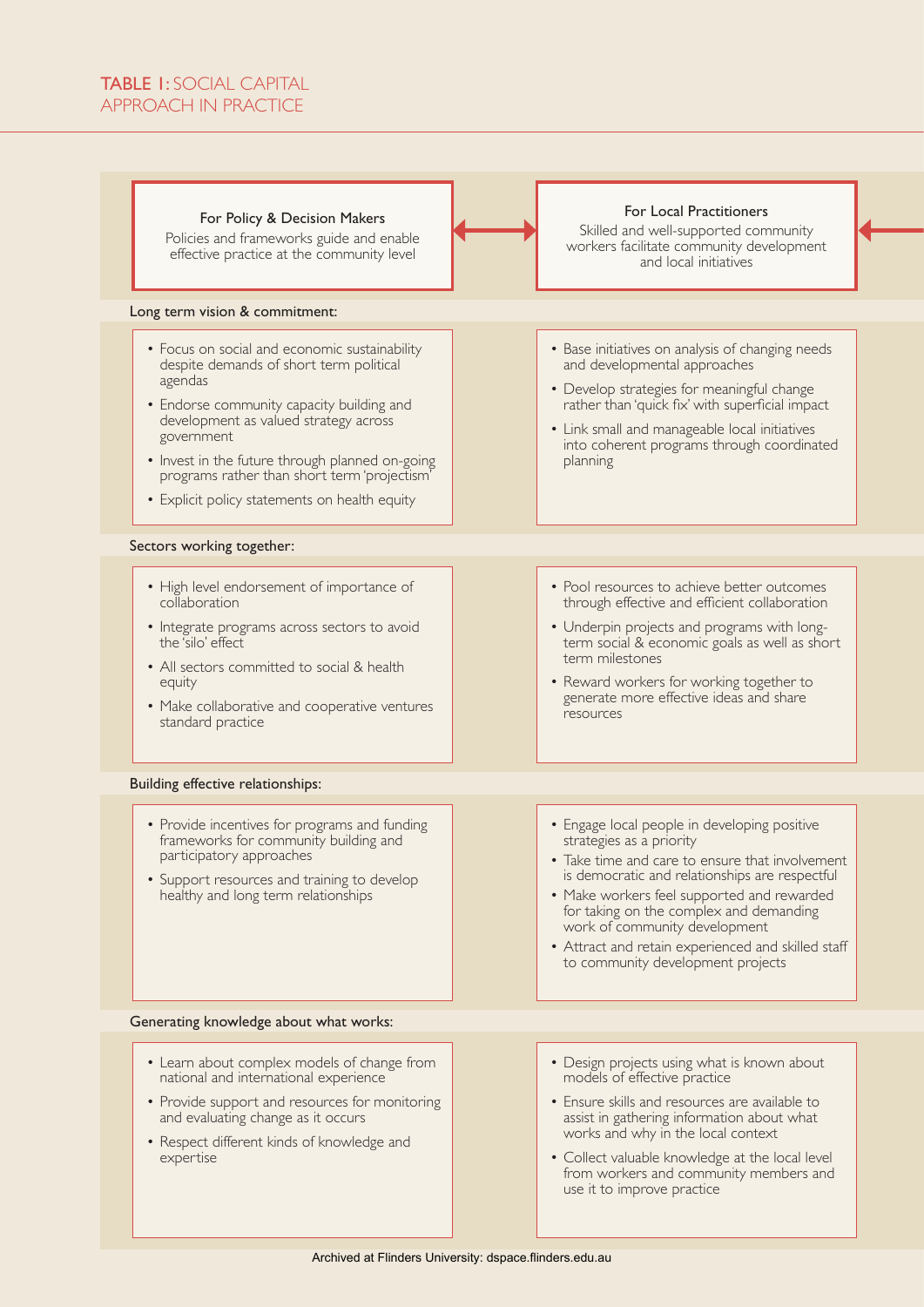# TABLE 1: SOCIAL CAPITAL APPROACH IN PRACTICE

| For Policy & Decision Makers<br>Policies and frameworks guide and enable effective practice at the community level | For Local Practitioners<br>Skilled and well-supported community workers facilitate community development and local initiatives |
|---|---|
| **Long term vision & commitment:** | |
| • Focus on social and economic sustainability despite demands of short term political agendas<br>• Endorse community capacity building and development as valued strategy across government<br>• Invest in the future through planned on-going programs rather than short term 'projectism'<br>• Explicit policy statements on health equity | • Base initiatives on analysis of changing needs and developmental approaches<br>• Develop strategies for meaningful change rather than 'quick fix' with superficial impact<br>• Link small and manageable local initiatives into coherent programs through coordinated planning |
| **Sectors working together:** | |
| • High level endorsement of importance of collaboration<br>• Integrate programs across sectors to avoid the 'silo' effect<br>• All sectors committed to social & health equity<br>• Make collaborative and cooperative ventures standard practice | • Pool resources to achieve better outcomes through effective and efficient collaboration<br>• Underpin projects and programs with long-term social & economic goals as well as short term milestones<br>• Reward workers for working together to generate more effective ideas and share resources |
| **Building effective relationships:** | |
| • Provide incentives for programs and funding frameworks for community building and participatory approaches<br>• Support resources and training to develop healthy and long term relationships | • Engage local people in developing positive strategies as a priority<br>• Take time and care to ensure that involvement is democratic and relationships are respectful<br>• Make workers feel supported and rewarded for taking on the complex and demanding work of community development<br>• Attract and retain experienced and skilled staff to community development projects |
| **Generating knowledge about what works:** | |
| • Learn about complex models of change from national and international experience<br>• Provide support and resources for monitoring and evaluating change as it occurs<br>• Respect different kinds of knowledge and expertise | • Design projects using what is known about models of effective practice<br>• Ensure skills and resources are available to assist in gathering information about what works and why in the local context<br>• Collect valuable knowledge at the local level from workers and community members and use it to improve practice |

Archived at Flinders University: dspace.flinders.edu.au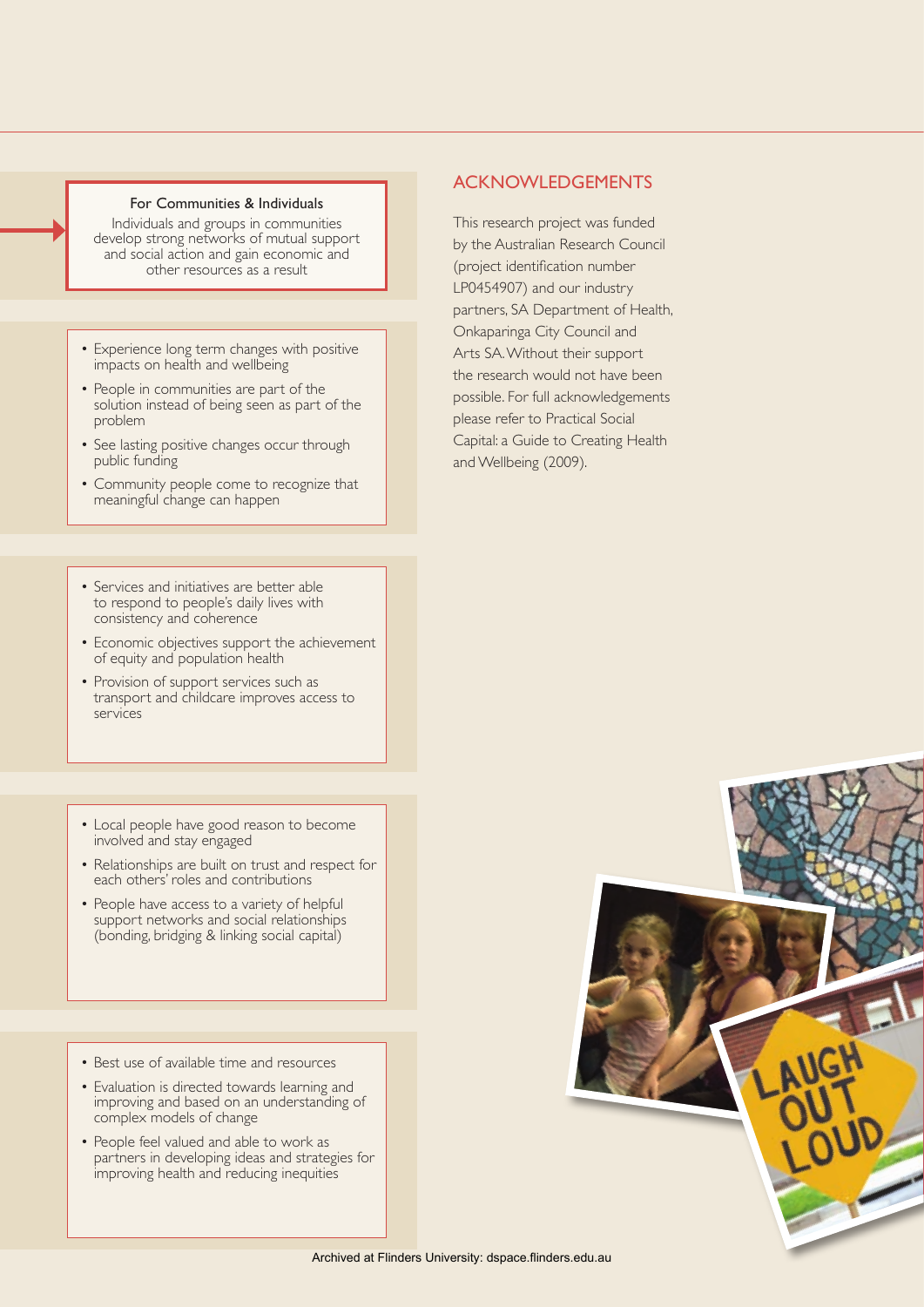**For Communities & Individuals**

Individuals and groups in communities develop strong networks of mutual support and social action and gain economic and other resources as a result

- Experience long term changes with positive impacts on health and wellbeing
- People in communities are part of the solution instead of being seen as part of the problem
- See lasting positive changes occur through public funding
- Community people come to recognize that meaningful change can happen

- Services and initiatives are better able to respond to people's daily lives with consistency and coherence
- Economic objectives support the achievement of equity and population health
- Provision of support services such as transport and childcare improves access to services

- Local people have good reason to become involved and stay engaged
- Relationships are built on trust and respect for each others' roles and contributions
- People have access to a variety of helpful support networks and social relationships (bonding, bridging & linking social capital)

- Best use of available time and resources
- Evaluation is directed towards learning and improving and based on an understanding of complex models of change
- People feel valued and able to work as partners in developing ideas and strategies for improving health and reducing inequities

## ACKNOWLEDGEMENTS

This research project was funded by the Australian Research Council (project identification number LP0454907) and our industry partners, SA Department of Health, Onkaparinga City Council and Arts SA. Without their support the research would not have been possible. For full acknowledgements please refer to Practical Social Capital: a Guide to Creating Health and Wellbeing (2009).

Archived at Flinders University: dspace.flinders.edu.au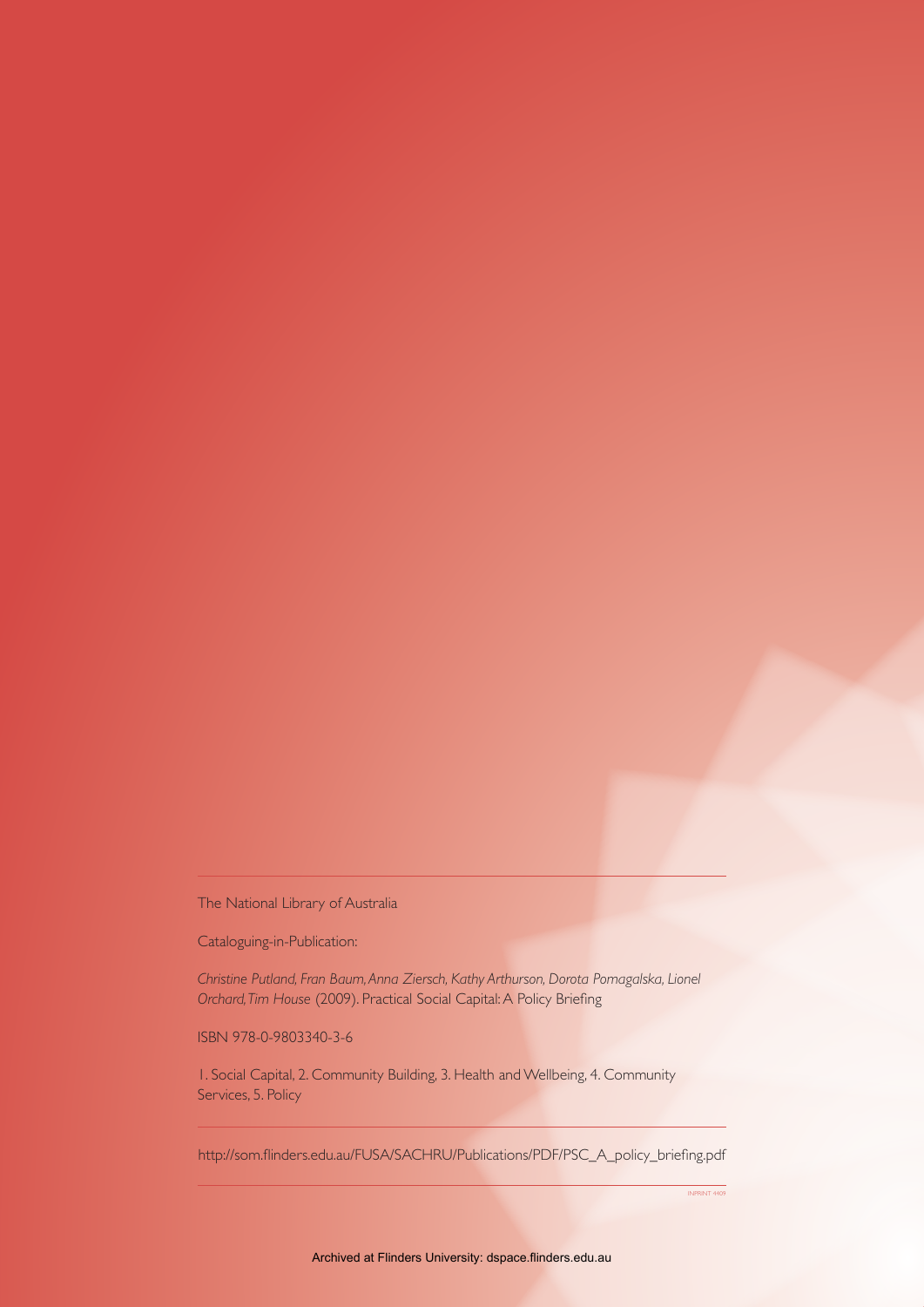The National Library of Australia

Cataloguing-in-Publication:

*Christine Putland, Fran Baum, Anna Ziersch, Kathy Arthurson, Dorota Pomagalska, Lionel Orchard, Tim House* (2009). Practical Social Capital: A Policy Briefing

ISBN 978-0-9803340-3-6

1. Social Capital, 2. Community Building, 3. Health and Wellbeing, 4. Community Services, 5. Policy

http://som.flinders.edu.au/FUSA/SACHRU/Publications/PDF/PSC_A_policy_briefing.pdf

INPRINT 4409

Archived at Flinders University: dspace.flinders.edu.au